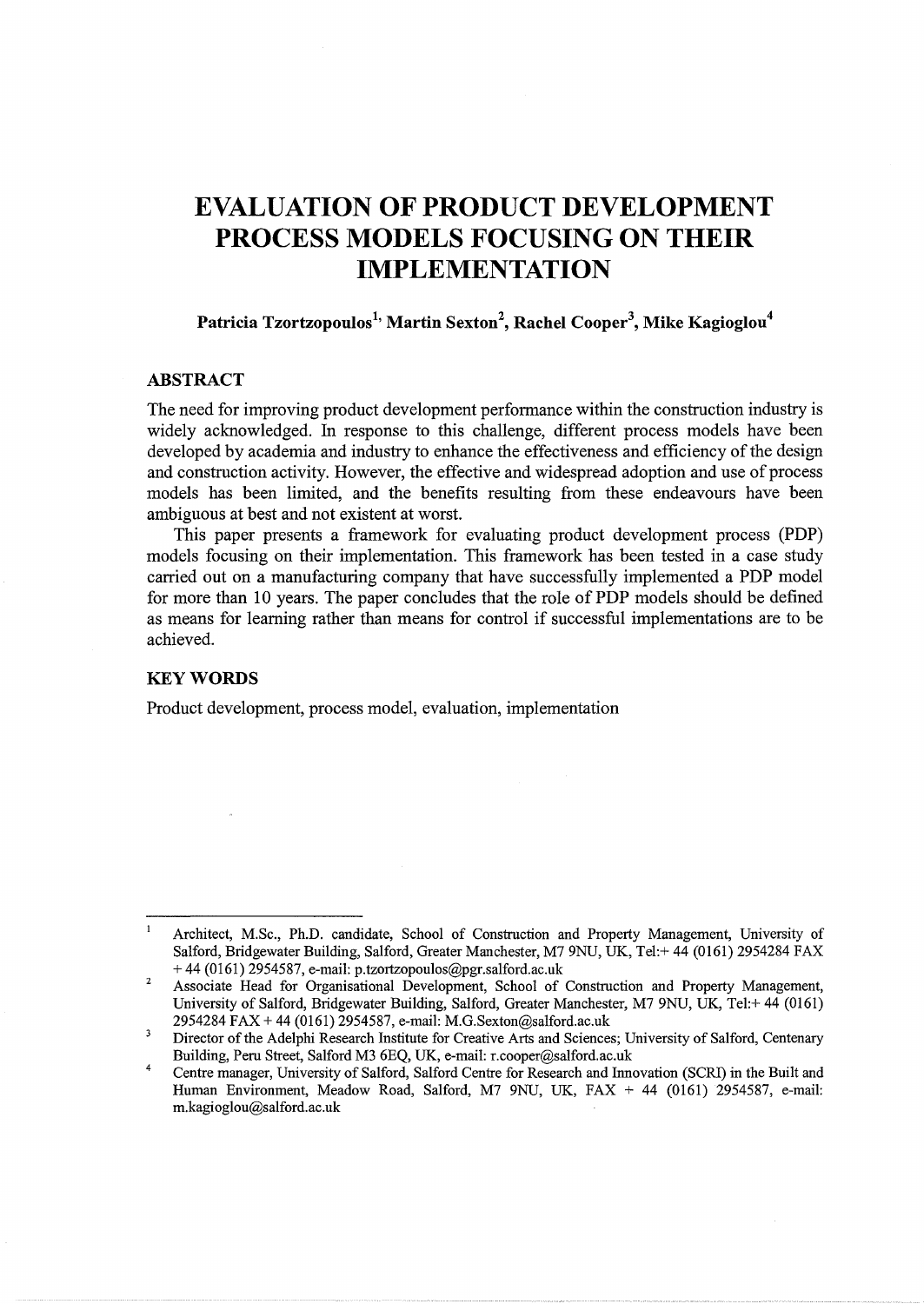# EVALUATION OF PRODUCT DEVELOPMENT PROCESS MODELS FOCUSING ON THEIR IMPLEMENTATION

**Patricia Tzortzopoulos[1], Martin Sexton[2], Rachel Cooper[3], Mike Kagioglou[4]**

## ABSTRACT

The need for improving product development performance within the construction industry is widely acknowledged. In response to this challenge, different process models have been developed by academia and industry to enhance the effectiveness and efficiency of the design and construction activity. However, the effective and widespread adoption and use of process models has been limited, and the benefits resulting from these endeavours have been ambiguous at best and not existent at worst.

This paper presents a framework for evaluating product development process (PDP) models focusing on their implementation. This framework has been tested in a case study carried out on a manufacturing company that have successfully implemented a PDP model for more than 10 years. The paper concludes that the role of PDP models should be defined as means for learning rather than means for control if successful implementations are to be achieved.

## KEY WORDS

Product development, process model, evaluation, implementation

---

[1] Architect, M.Sc., Ph.D. candidate, School of Construction and Property Management, University of Salford, Bridgewater Building, Salford, Greater Manchester, M7 9NU, UK, Tel:+ 44 (0161) 2954284 FAX + 44 (0161) 2954587, e-mail: p.tzortzopoulos@pgr.salford.ac.uk

[2] Associate Head for Organisational Development, School of Construction and Property Management, University of Salford, Bridgewater Building, Salford, Greater Manchester, M7 9NU, UK, Tel:+ 44 (0161) 2954284 FAX + 44 (0161) 2954587, e-mail: M.G.Sexton@salford.ac.uk

[3] Director of the Adelphi Research Institute for Creative Arts and Sciences; University of Salford, Centenary Building, Peru Street, Salford M3 6EQ, UK, e-mail: r.cooper@salford.ac.uk

[4] Centre manager, University of Salford, Salford Centre for Research and Innovation (SCRI) in the Built and Human Environment, Meadow Road, Salford, M7 9NU, UK, FAX + 44 (0161) 2954587, e-mail: m.kagioglou@salford.ac.uk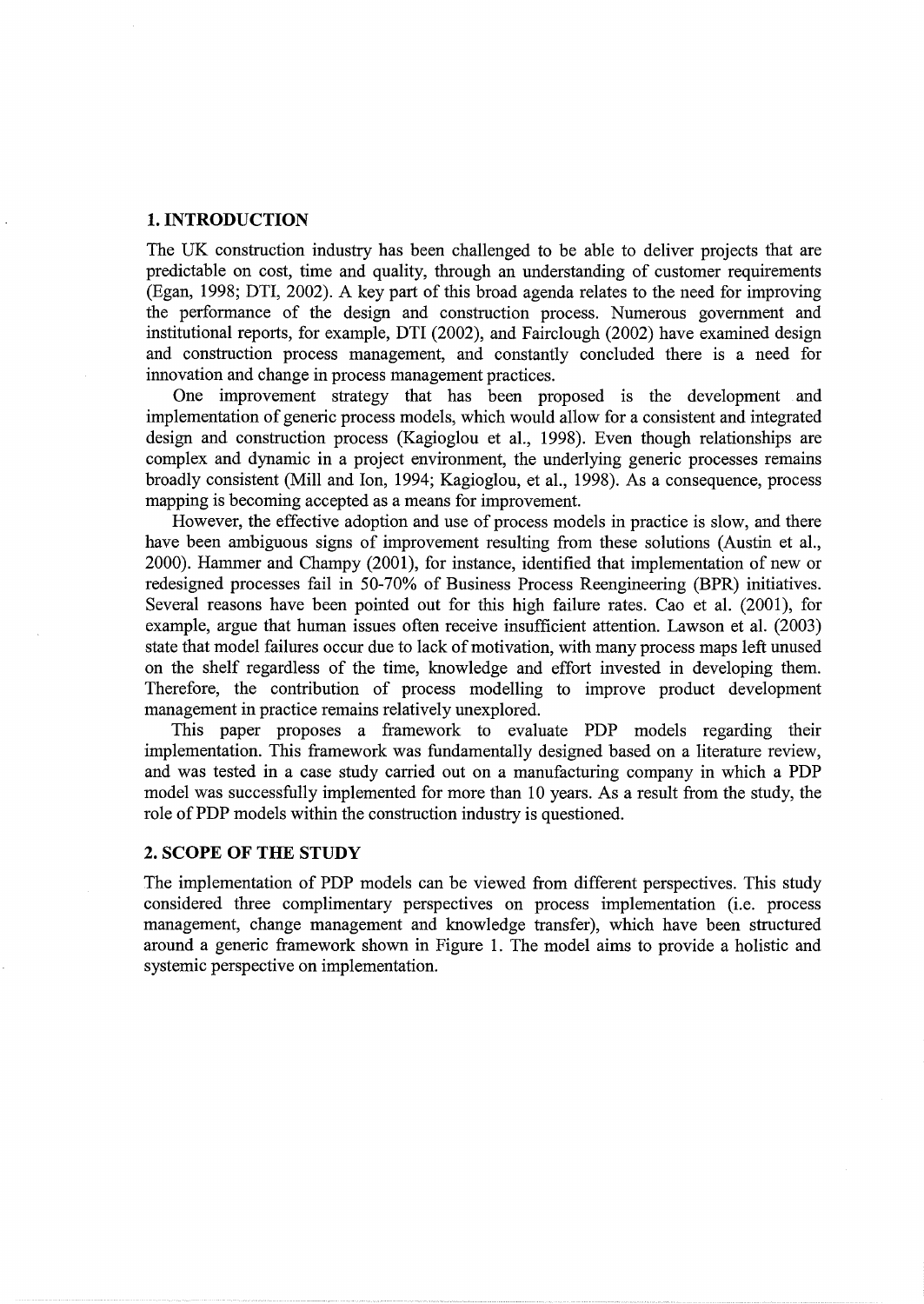## 1. INTRODUCTION

The UK construction industry has been challenged to be able to deliver projects that are predictable on cost, time and quality, through an understanding of customer requirements (Egan, 1998; DTI, 2002). A key part of this broad agenda relates to the need for improving the performance of the design and construction process. Numerous government and institutional reports, for example, DTI (2002), and Fairclough (2002) have examined design and construction process management, and constantly concluded there is a need for innovation and change in process management practices.

One improvement strategy that has been proposed is the development and implementation of generic process models, which would allow for a consistent and integrated design and construction process (Kagioglou et al., 1998). Even though relationships are complex and dynamic in a project environment, the underlying generic processes remains broadly consistent (Mill and Ion, 1994; Kagioglou, et al., 1998). As a consequence, process mapping is becoming accepted as a means for improvement.

However, the effective adoption and use of process models in practice is slow, and there have been ambiguous signs of improvement resulting from these solutions (Austin et al., 2000). Hammer and Champy (2001), for instance, identified that implementation of new or redesigned processes fail in 50-70% of Business Process Reengineering (BPR) initiatives. Several reasons have been pointed out for this high failure rates. Cao et al. (2001), for example, argue that human issues often receive insufficient attention. Lawson et al. (2003) state that model failures occur due to lack of motivation, with many process maps left unused on the shelf regardless of the time, knowledge and effort invested in developing them. Therefore, the contribution of process modelling to improve product development management in practice remains relatively unexplored.

This paper proposes a framework to evaluate PDP models regarding their implementation. This framework was fundamentally designed based on a literature review, and was tested in a case study carried out on a manufacturing company in which a PDP model was successfully implemented for more than 10 years. As a result from the study, the role of PDP models within the construction industry is questioned.

## 2. SCOPE OF THE STUDY

The implementation of PDP models can be viewed from different perspectives. This study considered three complimentary perspectives on process implementation (i.e. process management, change management and knowledge transfer), which have been structured around a generic framework shown in Figure 1. The model aims to provide a holistic and systemic perspective on implementation.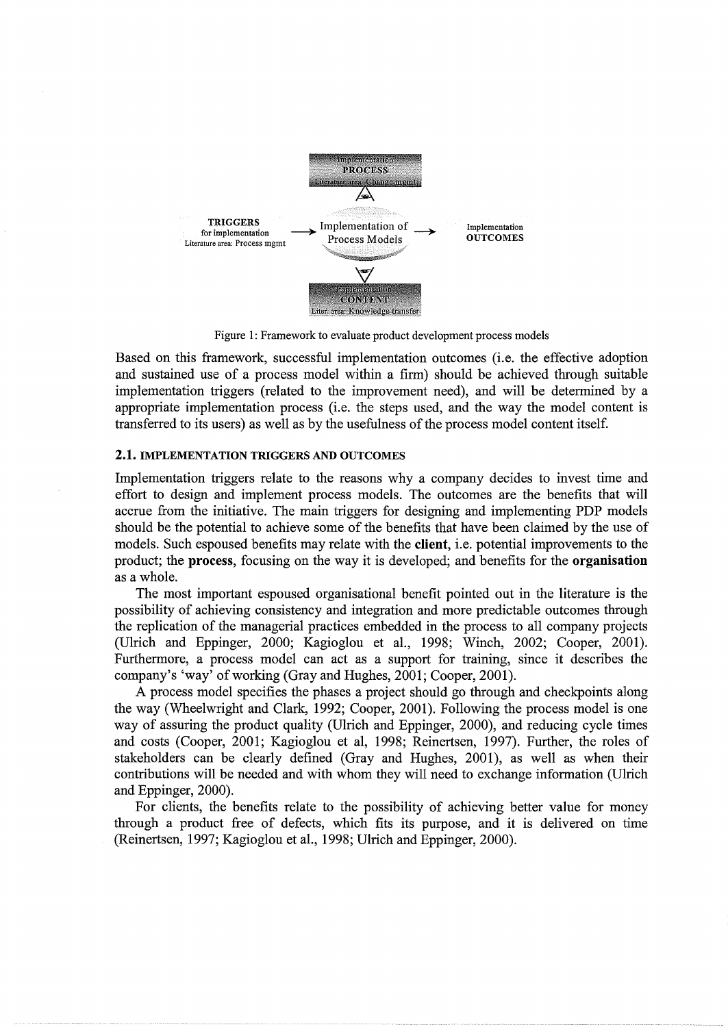Implementation PROCESS
Literature area: Change mgmt

TRIGGERS for implementation
Literature area: Process mgmt

Implementation of Process Models

Implementation OUTCOMES

Implementation CONTENT
Liter. area: Knowledge transfer

Figure 1: Framework to evaluate product development process models

Based on this framework, successful implementation outcomes (i.e. the effective adoption and sustained use of a process model within a firm) should be achieved through suitable implementation triggers (related to the improvement need), and will be determined by a appropriate implementation process (i.e. the steps used, and the way the model content is transferred to its users) as well as by the usefulness of the process model content itself.

### 2.1. IMPLEMENTATION TRIGGERS AND OUTCOMES

Implementation triggers relate to the reasons why a company decides to invest time and effort to design and implement process models. The outcomes are the benefits that will accrue from the initiative. The main triggers for designing and implementing PDP models should be the potential to achieve some of the benefits that have been claimed by the use of models. Such espoused benefits may relate with the **client**, i.e. potential improvements to the product; the **process**, focusing on the way it is developed; and benefits for the **organisation** as a whole.

The most important espoused organisational benefit pointed out in the literature is the possibility of achieving consistency and integration and more predictable outcomes through the replication of the managerial practices embedded in the process to all company projects (Ulrich and Eppinger, 2000; Kagioglou et al., 1998; Winch, 2002; Cooper, 2001). Furthermore, a process model can act as a support for training, since it describes the company's 'way' of working (Gray and Hughes, 2001; Cooper, 2001).

A process model specifies the phases a project should go through and checkpoints along the way (Wheelwright and Clark, 1992; Cooper, 2001). Following the process model is one way of assuring the product quality (Ulrich and Eppinger, 2000), and reducing cycle times and costs (Cooper, 2001; Kagioglou et al, 1998; Reinertsen, 1997). Further, the roles of stakeholders can be clearly defined (Gray and Hughes, 2001), as well as when their contributions will be needed and with whom they will need to exchange information (Ulrich and Eppinger, 2000).

For clients, the benefits relate to the possibility of achieving better value for money through a product free of defects, which fits its purpose, and it is delivered on time (Reinertsen, 1997; Kagioglou et al., 1998; Ulrich and Eppinger, 2000).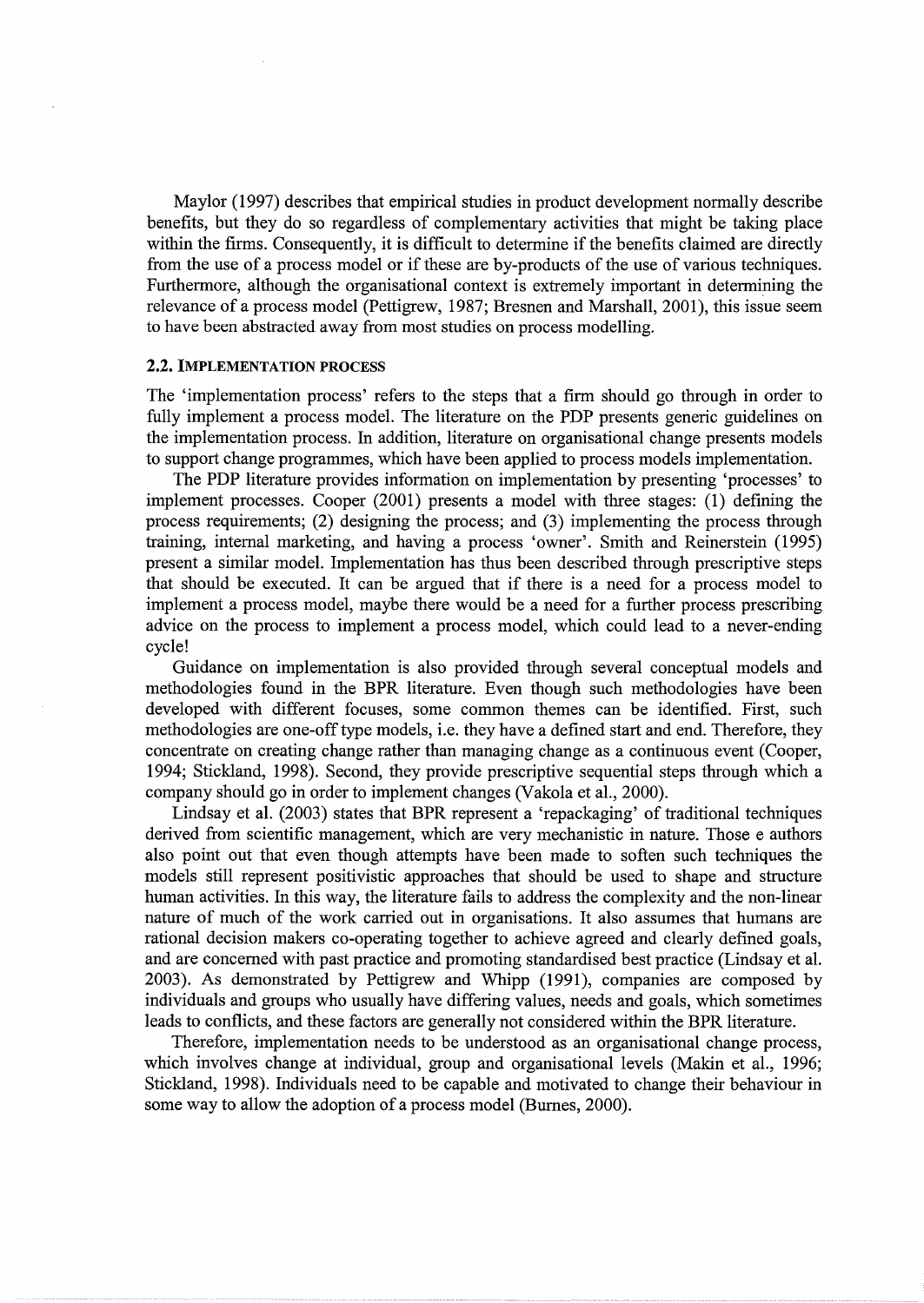Maylor (1997) describes that empirical studies in product development normally describe benefits, but they do so regardless of complementary activities that might be taking place within the firms. Consequently, it is difficult to determine if the benefits claimed are directly from the use of a process model or if these are by-products of the use of various techniques. Furthermore, although the organisational context is extremely important in determining the relevance of a process model (Pettigrew, 1987; Bresnen and Marshall, 2001), this issue seem to have been abstracted away from most studies on process modelling.

### 2.2. Implementation process

The 'implementation process' refers to the steps that a firm should go through in order to fully implement a process model. The literature on the PDP presents generic guidelines on the implementation process. In addition, literature on organisational change presents models to support change programmes, which have been applied to process models implementation.

The PDP literature provides information on implementation by presenting 'processes' to implement processes. Cooper (2001) presents a model with three stages: (1) defining the process requirements; (2) designing the process; and (3) implementing the process through training, internal marketing, and having a process 'owner'. Smith and Reinerstein (1995) present a similar model. Implementation has thus been described through prescriptive steps that should be executed. It can be argued that if there is a need for a process model to implement a process model, maybe there would be a need for a further process prescribing advice on the process to implement a process model, which could lead to a never-ending cycle!

Guidance on implementation is also provided through several conceptual models and methodologies found in the BPR literature. Even though such methodologies have been developed with different focuses, some common themes can be identified. First, such methodologies are one-off type models, i.e. they have a defined start and end. Therefore, they concentrate on creating change rather than managing change as a continuous event (Cooper, 1994; Stickland, 1998). Second, they provide prescriptive sequential steps through which a company should go in order to implement changes (Vakola et al., 2000).

Lindsay et al. (2003) states that BPR represent a 'repackaging' of traditional techniques derived from scientific management, which are very mechanistic in nature. Those e authors also point out that even though attempts have been made to soften such techniques the models still represent positivistic approaches that should be used to shape and structure human activities. In this way, the literature fails to address the complexity and the non-linear nature of much of the work carried out in organisations. It also assumes that humans are rational decision makers co-operating together to achieve agreed and clearly defined goals, and are concerned with past practice and promoting standardised best practice (Lindsay et al. 2003). As demonstrated by Pettigrew and Whipp (1991), companies are composed by individuals and groups who usually have differing values, needs and goals, which sometimes leads to conflicts, and these factors are generally not considered within the BPR literature.

Therefore, implementation needs to be understood as an organisational change process, which involves change at individual, group and organisational levels (Makin et al., 1996; Stickland, 1998). Individuals need to be capable and motivated to change their behaviour in some way to allow the adoption of a process model (Burnes, 2000).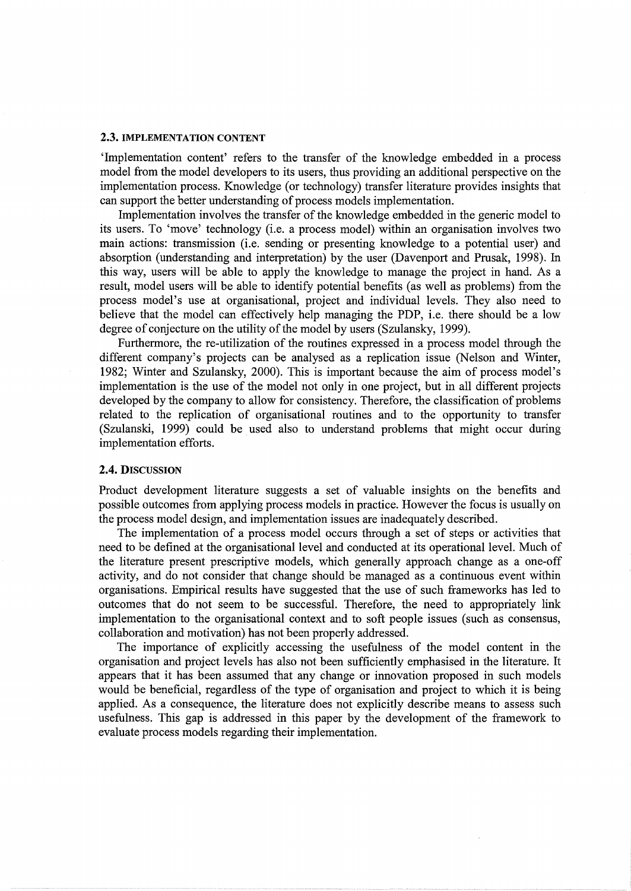### 2.3. IMPLEMENTATION CONTENT

'Implementation content' refers to the transfer of the knowledge embedded in a process model from the model developers to its users, thus providing an additional perspective on the implementation process. Knowledge (or technology) transfer literature provides insights that can support the better understanding of process models implementation.

Implementation involves the transfer of the knowledge embedded in the generic model to its users. To 'move' technology (i.e. a process model) within an organisation involves two main actions: transmission (i.e. sending or presenting knowledge to a potential user) and absorption (understanding and interpretation) by the user (Davenport and Prusak, 1998). In this way, users will be able to apply the knowledge to manage the project in hand. As a result, model users will be able to identify potential benefits (as well as problems) from the process model's use at organisational, project and individual levels. They also need to believe that the model can effectively help managing the PDP, i.e. there should be a low degree of conjecture on the utility of the model by users (Szulansky, 1999).

Furthermore, the re-utilization of the routines expressed in a process model through the different company's projects can be analysed as a replication issue (Nelson and Winter, 1982; Winter and Szulansky, 2000). This is important because the aim of process model's implementation is the use of the model not only in one project, but in all different projects developed by the company to allow for consistency. Therefore, the classification of problems related to the replication of organisational routines and to the opportunity to transfer (Szulanski, 1999) could be used also to understand problems that might occur during implementation efforts.

### 2.4. DISCUSSION

Product development literature suggests a set of valuable insights on the benefits and possible outcomes from applying process models in practice. However the focus is usually on the process model design, and implementation issues are inadequately described.

The implementation of a process model occurs through a set of steps or activities that need to be defined at the organisational level and conducted at its operational level. Much of the literature present prescriptive models, which generally approach change as a one-off activity, and do not consider that change should be managed as a continuous event within organisations. Empirical results have suggested that the use of such frameworks has led to outcomes that do not seem to be successful. Therefore, the need to appropriately link implementation to the organisational context and to soft people issues (such as consensus, collaboration and motivation) has not been properly addressed.

The importance of explicitly accessing the usefulness of the model content in the organisation and project levels has also not been sufficiently emphasised in the literature. It appears that it has been assumed that any change or innovation proposed in such models would be beneficial, regardless of the type of organisation and project to which it is being applied. As a consequence, the literature does not explicitly describe means to assess such usefulness. This gap is addressed in this paper by the development of the framework to evaluate process models regarding their implementation.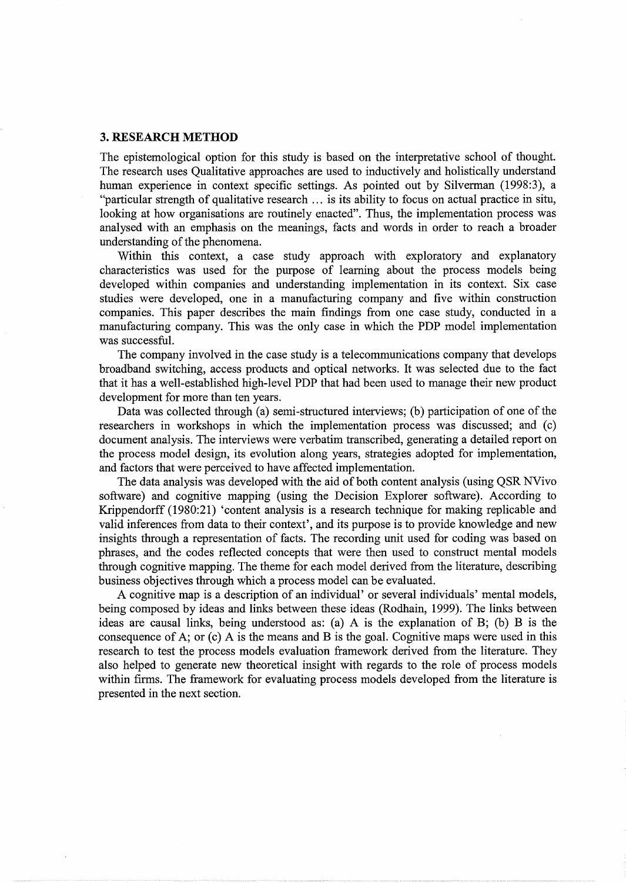## 3. RESEARCH METHOD

The epistemological option for this study is based on the interpretative school of thought. The research uses Qualitative approaches are used to inductively and holistically understand human experience in context specific settings. As pointed out by Silverman (1998:3), a "particular strength of qualitative research … is its ability to focus on actual practice in situ, looking at how organisations are routinely enacted". Thus, the implementation process was analysed with an emphasis on the meanings, facts and words in order to reach a broader understanding of the phenomena.

Within this context, a case study approach with exploratory and explanatory characteristics was used for the purpose of learning about the process models being developed within companies and understanding implementation in its context. Six case studies were developed, one in a manufacturing company and five within construction companies. This paper describes the main findings from one case study, conducted in a manufacturing company. This was the only case in which the PDP model implementation was successful.

The company involved in the case study is a telecommunications company that develops broadband switching, access products and optical networks. It was selected due to the fact that it has a well-established high-level PDP that had been used to manage their new product development for more than ten years.

Data was collected through (a) semi-structured interviews; (b) participation of one of the researchers in workshops in which the implementation process was discussed; and (c) document analysis. The interviews were verbatim transcribed, generating a detailed report on the process model design, its evolution along years, strategies adopted for implementation, and factors that were perceived to have affected implementation.

The data analysis was developed with the aid of both content analysis (using QSR NVivo software) and cognitive mapping (using the Decision Explorer software). According to Krippendorff (1980:21) 'content analysis is a research technique for making replicable and valid inferences from data to their context', and its purpose is to provide knowledge and new insights through a representation of facts. The recording unit used for coding was based on phrases, and the codes reflected concepts that were then used to construct mental models through cognitive mapping. The theme for each model derived from the literature, describing business objectives through which a process model can be evaluated.

A cognitive map is a description of an individual' or several individuals' mental models, being composed by ideas and links between these ideas (Rodhain, 1999). The links between ideas are causal links, being understood as: (a) A is the explanation of B; (b) B is the consequence of A; or (c) A is the means and B is the goal. Cognitive maps were used in this research to test the process models evaluation framework derived from the literature. They also helped to generate new theoretical insight with regards to the role of process models within firms. The framework for evaluating process models developed from the literature is presented in the next section.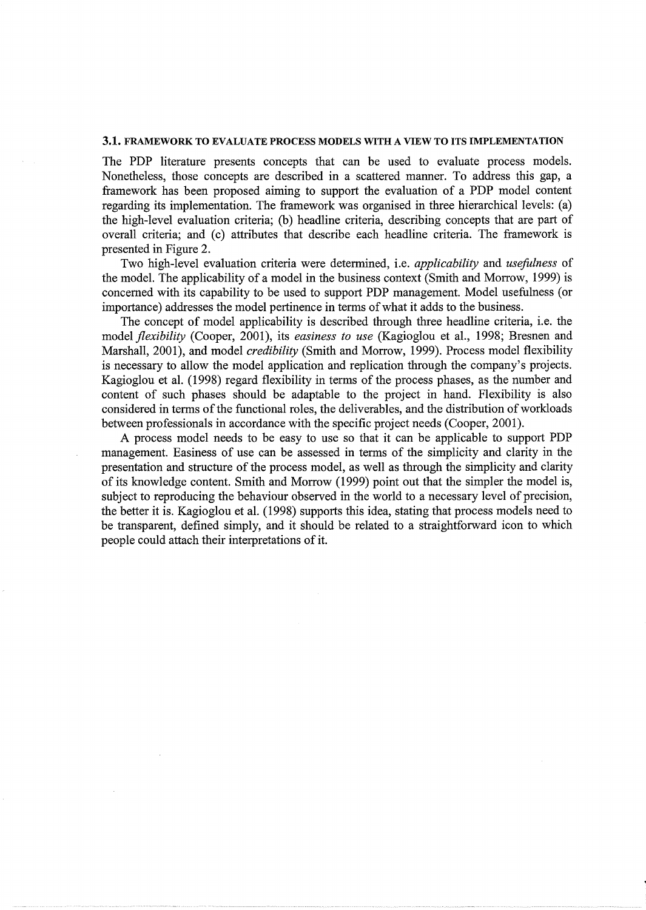### 3.1. FRAMEWORK TO EVALUATE PROCESS MODELS WITH A VIEW TO ITS IMPLEMENTATION

The PDP literature presents concepts that can be used to evaluate process models. Nonetheless, those concepts are described in a scattered manner. To address this gap, a framework has been proposed aiming to support the evaluation of a PDP model content regarding its implementation. The framework was organised in three hierarchical levels: (a) the high-level evaluation criteria; (b) headline criteria, describing concepts that are part of overall criteria; and (c) attributes that describe each headline criteria. The framework is presented in Figure 2.

Two high-level evaluation criteria were determined, i.e. *applicability* and *usefulness* of the model. The applicability of a model in the business context (Smith and Morrow, 1999) is concerned with its capability to be used to support PDP management. Model usefulness (or importance) addresses the model pertinence in terms of what it adds to the business.

The concept of model applicability is described through three headline criteria, i.e. the model *flexibility* (Cooper, 2001), its *easiness to use* (Kagioglou et al., 1998; Bresnen and Marshall, 2001), and model *credibility* (Smith and Morrow, 1999). Process model flexibility is necessary to allow the model application and replication through the company's projects. Kagioglou et al. (1998) regard flexibility in terms of the process phases, as the number and content of such phases should be adaptable to the project in hand. Flexibility is also considered in terms of the functional roles, the deliverables, and the distribution of workloads between professionals in accordance with the specific project needs (Cooper, 2001).

A process model needs to be easy to use so that it can be applicable to support PDP management. Easiness of use can be assessed in terms of the simplicity and clarity in the presentation and structure of the process model, as well as through the simplicity and clarity of its knowledge content. Smith and Morrow (1999) point out that the simpler the model is, subject to reproducing the behaviour observed in the world to a necessary level of precision, the better it is. Kagioglou et al. (1998) supports this idea, stating that process models need to be transparent, defined simply, and it should be related to a straightforward icon to which people could attach their interpretations of it.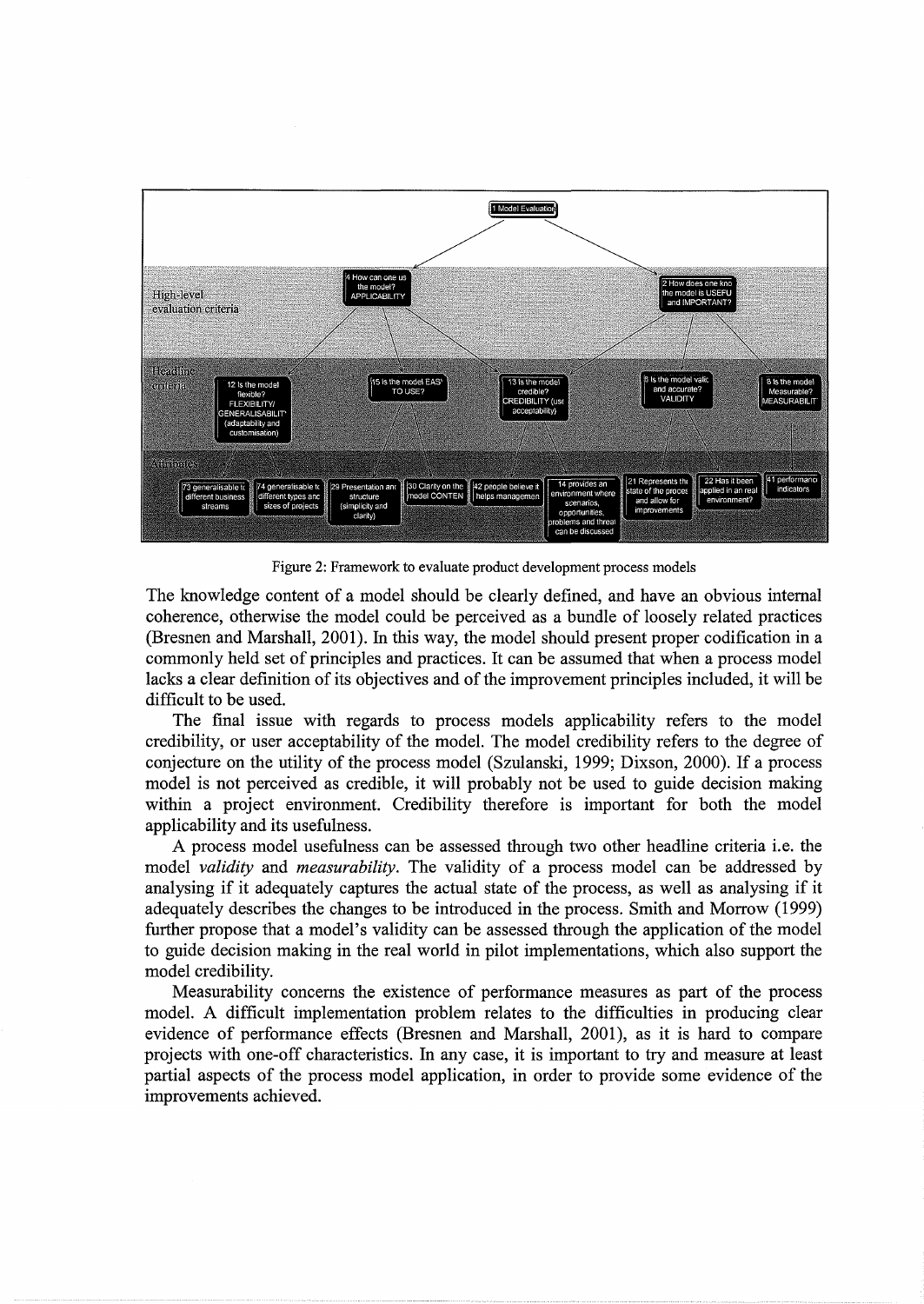Figure 2: Framework to evaluate product development process models

The knowledge content of a model should be clearly defined, and have an obvious internal coherence, otherwise the model could be perceived as a bundle of loosely related practices (Bresnen and Marshall, 2001). In this way, the model should present proper codification in a commonly held set of principles and practices. It can be assumed that when a process model lacks a clear definition of its objectives and of the improvement principles included, it will be difficult to be used.

The final issue with regards to process models applicability refers to the model credibility, or user acceptability of the model. The model credibility refers to the degree of conjecture on the utility of the process model (Szulanski, 1999; Dixson, 2000). If a process model is not perceived as credible, it will probably not be used to guide decision making within a project environment. Credibility therefore is important for both the model applicability and its usefulness.

A process model usefulness can be assessed through two other headline criteria i.e. the model *validity* and *measurability*. The validity of a process model can be addressed by analysing if it adequately captures the actual state of the process, as well as analysing if it adequately describes the changes to be introduced in the process. Smith and Morrow (1999) further propose that a model's validity can be assessed through the application of the model to guide decision making in the real world in pilot implementations, which also support the model credibility.

Measurability concerns the existence of performance measures as part of the process model. A difficult implementation problem relates to the difficulties in producing clear evidence of performance effects (Bresnen and Marshall, 2001), as it is hard to compare projects with one-off characteristics. In any case, it is important to try and measure at least partial aspects of the process model application, in order to provide some evidence of the improvements achieved.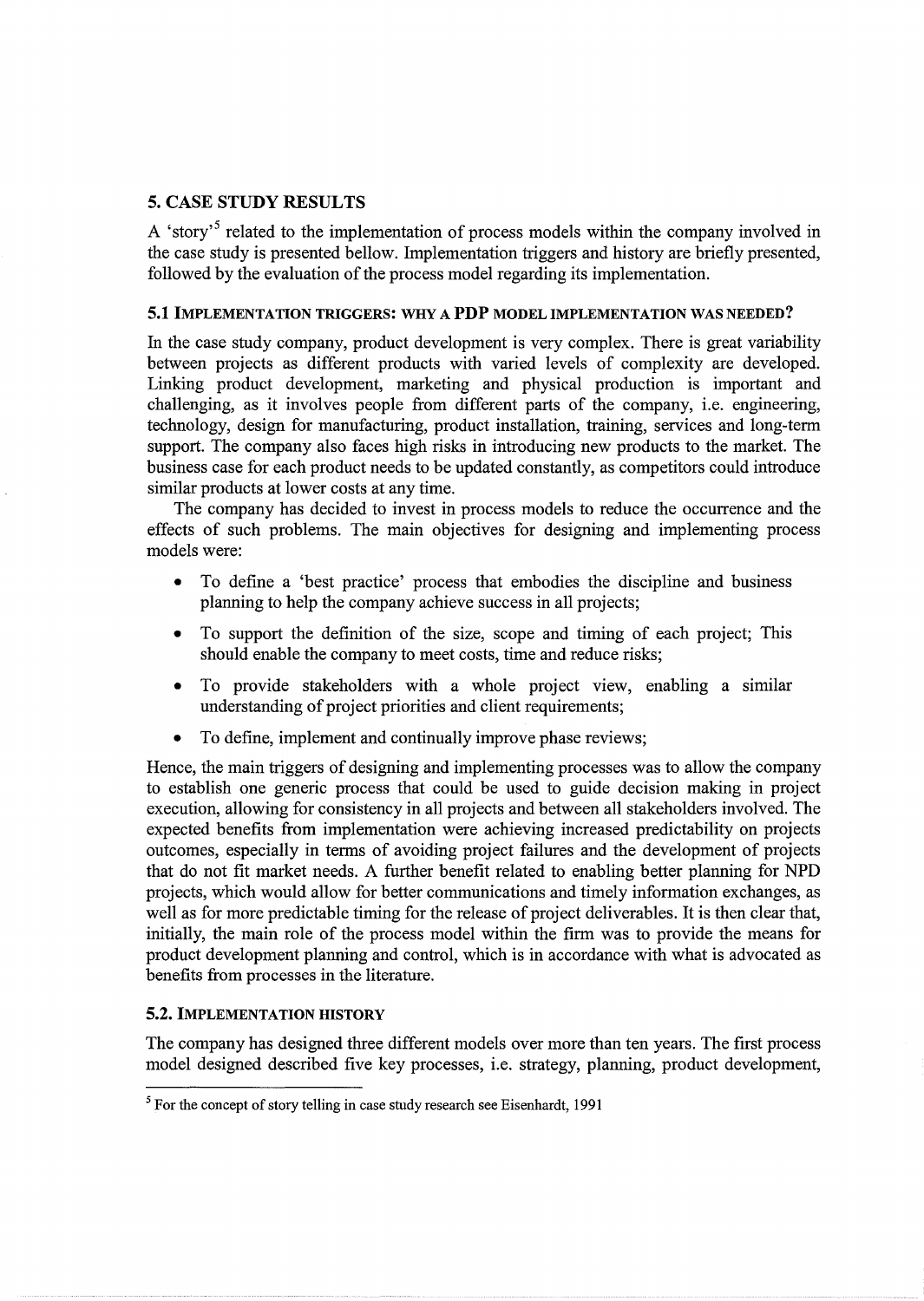## 5. CASE STUDY RESULTS

A 'story'[5] related to the implementation of process models within the company involved in the case study is presented bellow. Implementation triggers and history are briefly presented, followed by the evaluation of the process model regarding its implementation.

### 5.1 IMPLEMENTATION TRIGGERS: WHY A PDP MODEL IMPLEMENTATION WAS NEEDED?

In the case study company, product development is very complex. There is great variability between projects as different products with varied levels of complexity are developed. Linking product development, marketing and physical production is important and challenging, as it involves people from different parts of the company, i.e. engineering, technology, design for manufacturing, product installation, training, services and long-term support. The company also faces high risks in introducing new products to the market. The business case for each product needs to be updated constantly, as competitors could introduce similar products at lower costs at any time.

The company has decided to invest in process models to reduce the occurrence and the effects of such problems. The main objectives for designing and implementing process models were:

- To define a 'best practice' process that embodies the discipline and business planning to help the company achieve success in all projects;
- To support the definition of the size, scope and timing of each project; This should enable the company to meet costs, time and reduce risks;
- To provide stakeholders with a whole project view, enabling a similar understanding of project priorities and client requirements;
- To define, implement and continually improve phase reviews;

Hence, the main triggers of designing and implementing processes was to allow the company to establish one generic process that could be used to guide decision making in project execution, allowing for consistency in all projects and between all stakeholders involved. The expected benefits from implementation were achieving increased predictability on projects outcomes, especially in terms of avoiding project failures and the development of projects that do not fit market needs. A further benefit related to enabling better planning for NPD projects, which would allow for better communications and timely information exchanges, as well as for more predictable timing for the release of project deliverables. It is then clear that, initially, the main role of the process model within the firm was to provide the means for product development planning and control, which is in accordance with what is advocated as benefits from processes in the literature.

### 5.2. IMPLEMENTATION HISTORY

The company has designed three different models over more than ten years. The first process model designed described five key processes, i.e. strategy, planning, product development,

[5] For the concept of story telling in case study research see Eisenhardt, 1991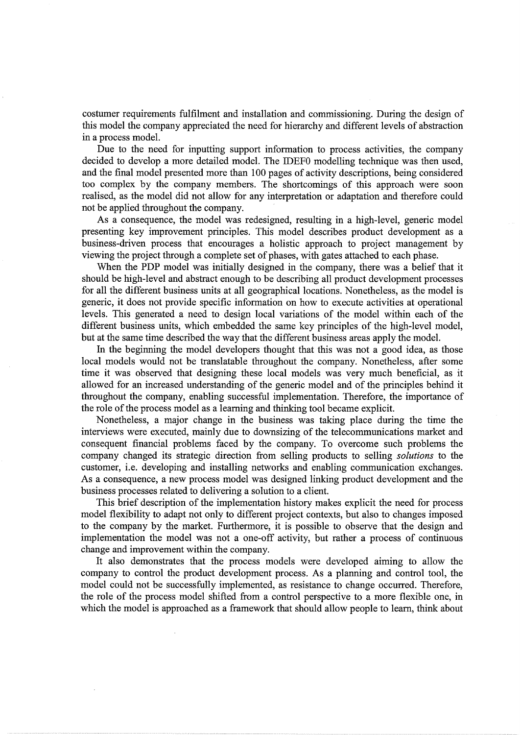costumer requirements fulfilment and installation and commissioning. During the design of this model the company appreciated the need for hierarchy and different levels of abstraction in a process model.

Due to the need for inputting support information to process activities, the company decided to develop a more detailed model. The IDEF0 modelling technique was then used, and the final model presented more than 100 pages of activity descriptions, being considered too complex by the company members. The shortcomings of this approach were soon realised, as the model did not allow for any interpretation or adaptation and therefore could not be applied throughout the company.

As a consequence, the model was redesigned, resulting in a high-level, generic model presenting key improvement principles. This model describes product development as a business-driven process that encourages a holistic approach to project management by viewing the project through a complete set of phases, with gates attached to each phase.

When the PDP model was initially designed in the company, there was a belief that it should be high-level and abstract enough to be describing all product development processes for all the different business units at all geographical locations. Nonetheless, as the model is generic, it does not provide specific information on how to execute activities at operational levels. This generated a need to design local variations of the model within each of the different business units, which embedded the same key principles of the high-level model, but at the same time described the way that the different business areas apply the model.

In the beginning the model developers thought that this was not a good idea, as those local models would not be translatable throughout the company. Nonetheless, after some time it was observed that designing these local models was very much beneficial, as it allowed for an increased understanding of the generic model and of the principles behind it throughout the company, enabling successful implementation. Therefore, the importance of the role of the process model as a learning and thinking tool became explicit.

Nonetheless, a major change in the business was taking place during the time the interviews were executed, mainly due to downsizing of the telecommunications market and consequent financial problems faced by the company. To overcome such problems the company changed its strategic direction from selling products to selling *solutions* to the customer, i.e. developing and installing networks and enabling communication exchanges. As a consequence, a new process model was designed linking product development and the business processes related to delivering a solution to a client.

This brief description of the implementation history makes explicit the need for process model flexibility to adapt not only to different project contexts, but also to changes imposed to the company by the market. Furthermore, it is possible to observe that the design and implementation the model was not a one-off activity, but rather a process of continuous change and improvement within the company.

It also demonstrates that the process models were developed aiming to allow the company to control the product development process. As a planning and control tool, the model could not be successfully implemented, as resistance to change occurred. Therefore, the role of the process model shifted from a control perspective to a more flexible one, in which the model is approached as a framework that should allow people to learn, think about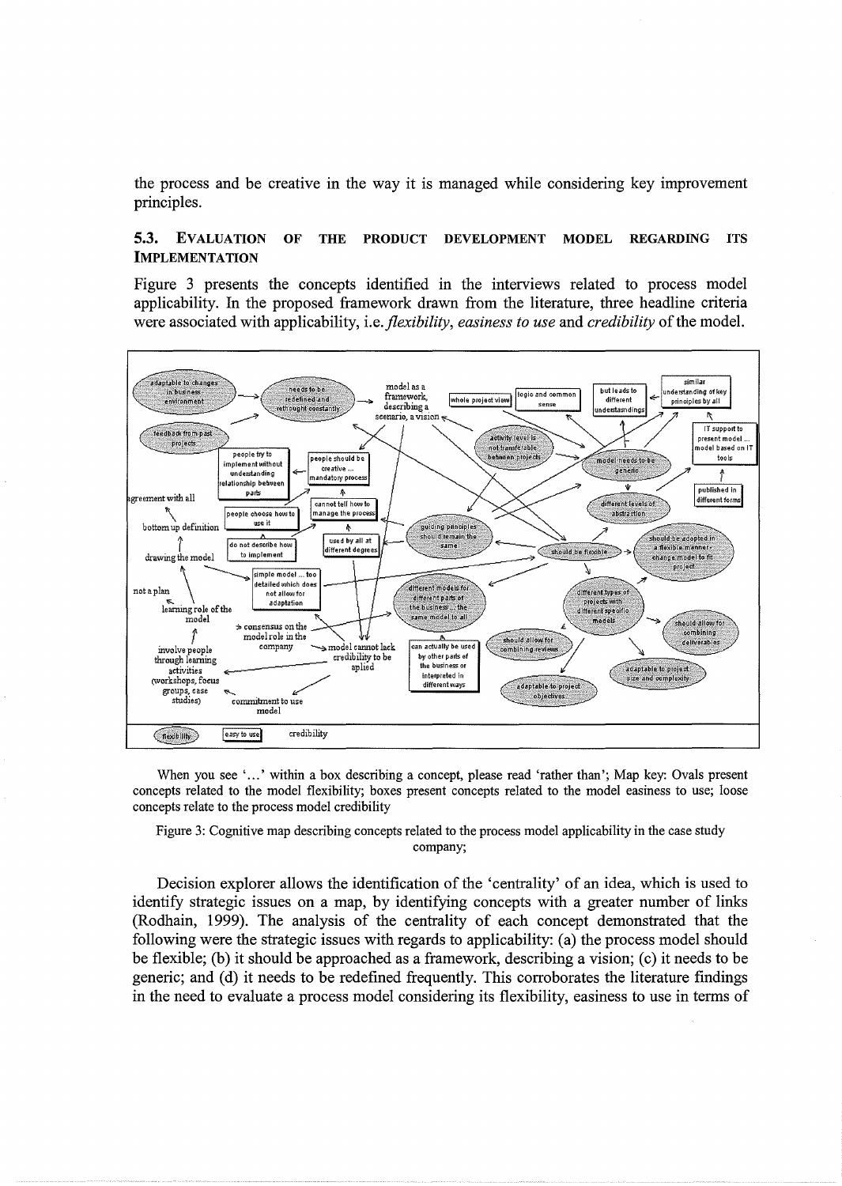the process and be creative in the way it is managed while considering key improvement principles.

### 5.3. Evaluation of the Product Development Model Regarding Its Implementation

Figure 3 presents the concepts identified in the interviews related to process model applicability. In the proposed framework drawn from the literature, three headline criteria were associated with applicability, i.e. *flexibility*, *easiness to use* and *credibility* of the model.

When you see '…' within a box describing a concept, please read 'rather than'; Map key: Ovals present concepts related to the model flexibility; boxes present concepts related to the model easiness to use; loose concepts relate to the process model credibility

Figure 3: Cognitive map describing concepts related to the process model applicability in the case study company;

Decision explorer allows the identification of the 'centrality' of an idea, which is used to identify strategic issues on a map, by identifying concepts with a greater number of links (Rodhain, 1999). The analysis of the centrality of each concept demonstrated that the following were the strategic issues with regards to applicability: (a) the process model should be flexible; (b) it should be approached as a framework, describing a vision; (c) it needs to be generic; and (d) it needs to be redefined frequently. This corroborates the literature findings in the need to evaluate a process model considering its flexibility, easiness to use in terms of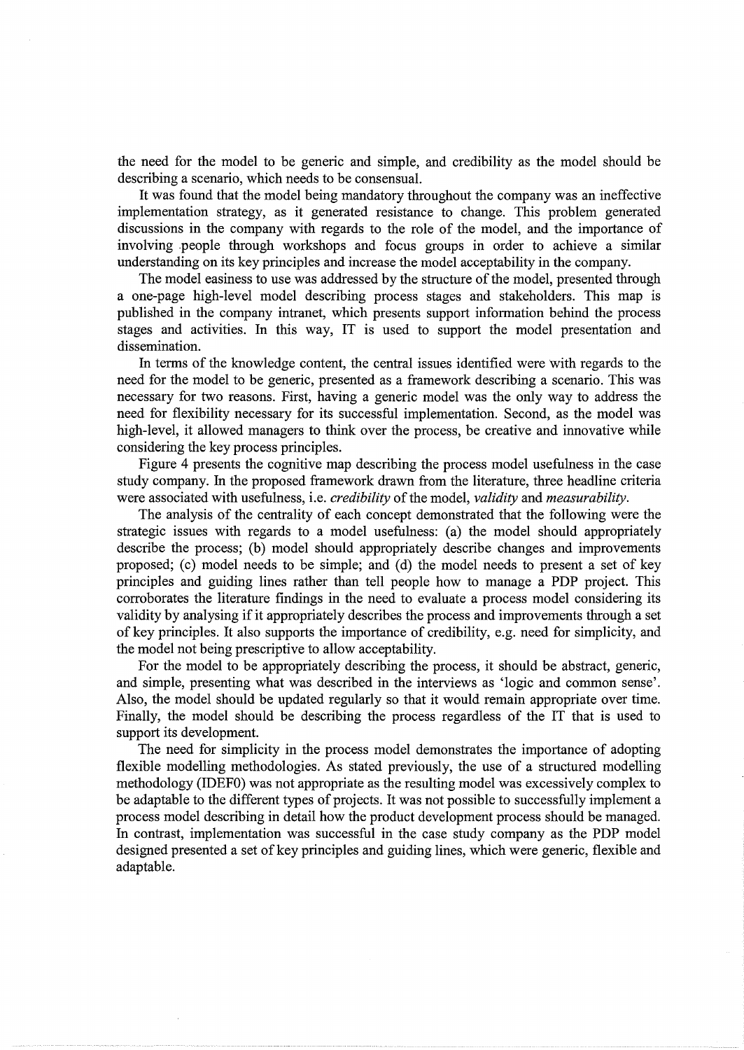the need for the model to be generic and simple, and credibility as the model should be describing a scenario, which needs to be consensual.

It was found that the model being mandatory throughout the company was an ineffective implementation strategy, as it generated resistance to change. This problem generated discussions in the company with regards to the role of the model, and the importance of involving people through workshops and focus groups in order to achieve a similar understanding on its key principles and increase the model acceptability in the company.

The model easiness to use was addressed by the structure of the model, presented through a one-page high-level model describing process stages and stakeholders. This map is published in the company intranet, which presents support information behind the process stages and activities. In this way, IT is used to support the model presentation and dissemination.

In terms of the knowledge content, the central issues identified were with regards to the need for the model to be generic, presented as a framework describing a scenario. This was necessary for two reasons. First, having a generic model was the only way to address the need for flexibility necessary for its successful implementation. Second, as the model was high-level, it allowed managers to think over the process, be creative and innovative while considering the key process principles.

Figure 4 presents the cognitive map describing the process model usefulness in the case study company. In the proposed framework drawn from the literature, three headline criteria were associated with usefulness, i.e. *credibility* of the model, *validity* and *measurability*.

The analysis of the centrality of each concept demonstrated that the following were the strategic issues with regards to a model usefulness: (a) the model should appropriately describe the process; (b) model should appropriately describe changes and improvements proposed; (c) model needs to be simple; and (d) the model needs to present a set of key principles and guiding lines rather than tell people how to manage a PDP project. This corroborates the literature findings in the need to evaluate a process model considering its validity by analysing if it appropriately describes the process and improvements through a set of key principles. It also supports the importance of credibility, e.g. need for simplicity, and the model not being prescriptive to allow acceptability.

For the model to be appropriately describing the process, it should be abstract, generic, and simple, presenting what was described in the interviews as 'logic and common sense'. Also, the model should be updated regularly so that it would remain appropriate over time. Finally, the model should be describing the process regardless of the IT that is used to support its development.

The need for simplicity in the process model demonstrates the importance of adopting flexible modelling methodologies. As stated previously, the use of a structured modelling methodology (IDEF0) was not appropriate as the resulting model was excessively complex to be adaptable to the different types of projects. It was not possible to successfully implement a process model describing in detail how the product development process should be managed. In contrast, implementation was successful in the case study company as the PDP model designed presented a set of key principles and guiding lines, which were generic, flexible and adaptable.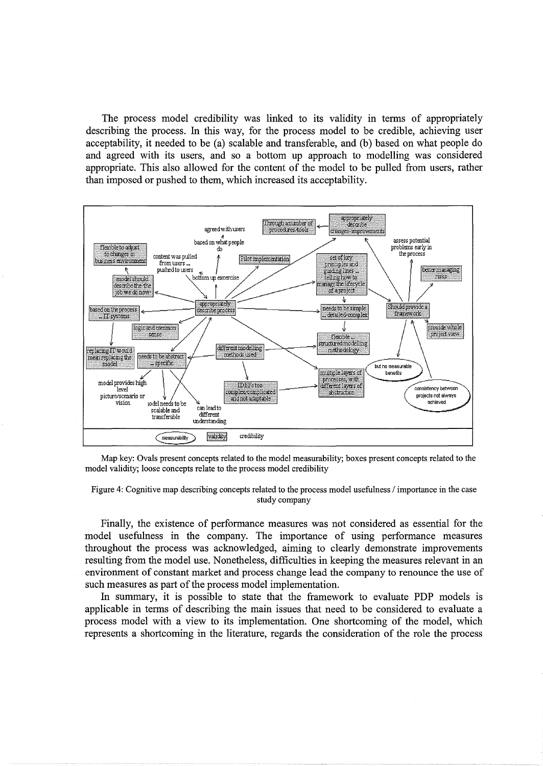The process model credibility was linked to its validity in terms of appropriately describing the process. In this way, for the process model to be credible, achieving user acceptability, it needed to be (a) scalable and transferable, and (b) based on what people do and agreed with its users, and so a bottom up approach to modelling was considered appropriate. This also allowed for the content of the model to be pulled from users, rather than imposed or pushed to them, which increased its acceptability.

Map key: Ovals present concepts related to the model measurability; boxes present concepts related to the model validity; loose concepts relate to the process model credibility

Figure 4: Cognitive map describing concepts related to the process model usefulness / importance in the case study company

Finally, the existence of performance measures was not considered as essential for the model usefulness in the company. The importance of using performance measures throughout the process was acknowledged, aiming to clearly demonstrate improvements resulting from the model use. Nonetheless, difficulties in keeping the measures relevant in an environment of constant market and process change lead the company to renounce the use of such measures as part of the process model implementation.

In summary, it is possible to state that the framework to evaluate PDP models is applicable in terms of describing the main issues that need to be considered to evaluate a process model with a view to its implementation. One shortcoming of the model, which represents a shortcoming in the literature, regards the consideration of the role the process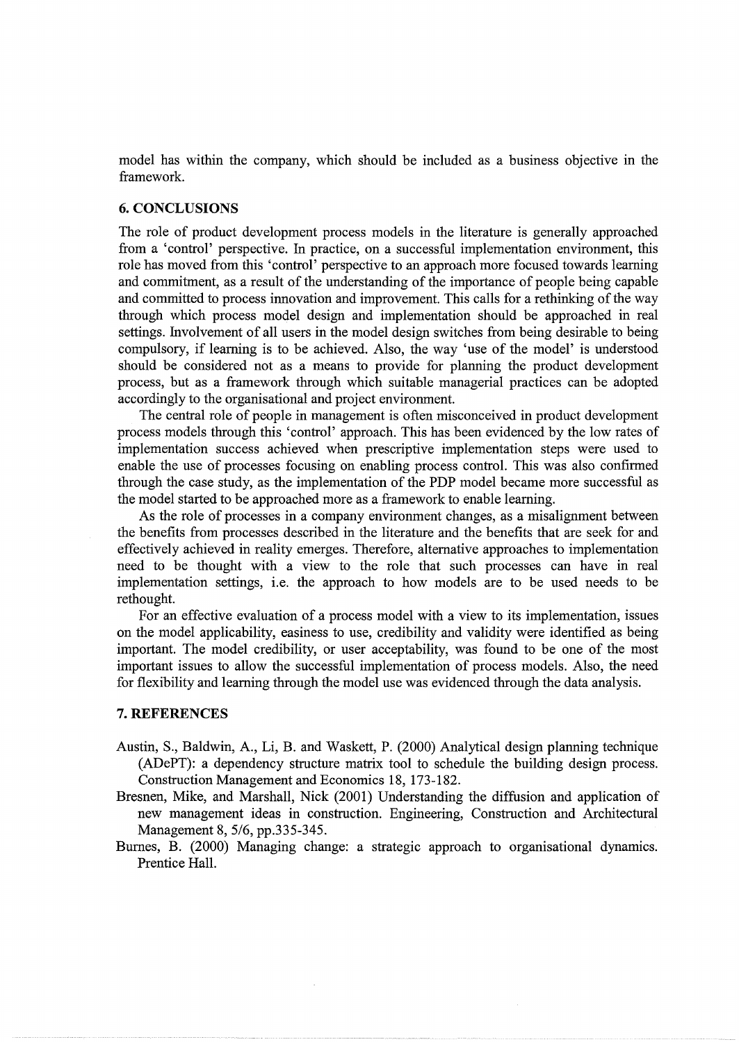model has within the company, which should be included as a business objective in the framework.

## 6. CONCLUSIONS

The role of product development process models in the literature is generally approached from a 'control' perspective. In practice, on a successful implementation environment, this role has moved from this 'control' perspective to an approach more focused towards learning and commitment, as a result of the understanding of the importance of people being capable and committed to process innovation and improvement. This calls for a rethinking of the way through which process model design and implementation should be approached in real settings. Involvement of all users in the model design switches from being desirable to being compulsory, if learning is to be achieved. Also, the way 'use of the model' is understood should be considered not as a means to provide for planning the product development process, but as a framework through which suitable managerial practices can be adopted accordingly to the organisational and project environment.

The central role of people in management is often misconceived in product development process models through this 'control' approach. This has been evidenced by the low rates of implementation success achieved when prescriptive implementation steps were used to enable the use of processes focusing on enabling process control. This was also confirmed through the case study, as the implementation of the PDP model became more successful as the model started to be approached more as a framework to enable learning.

As the role of processes in a company environment changes, as a misalignment between the benefits from processes described in the literature and the benefits that are seek for and effectively achieved in reality emerges. Therefore, alternative approaches to implementation need to be thought with a view to the role that such processes can have in real implementation settings, i.e. the approach to how models are to be used needs to be rethought.

For an effective evaluation of a process model with a view to its implementation, issues on the model applicability, easiness to use, credibility and validity were identified as being important. The model credibility, or user acceptability, was found to be one of the most important issues to allow the successful implementation of process models. Also, the need for flexibility and learning through the model use was evidenced through the data analysis.

## 7. REFERENCES

Austin, S., Baldwin, A., Li, B. and Waskett, P. (2000) Analytical design planning technique (ADePT): a dependency structure matrix tool to schedule the building design process. Construction Management and Economics 18, 173-182.

Bresnen, Mike, and Marshall, Nick (2001) Understanding the diffusion and application of new management ideas in construction. Engineering, Construction and Architectural Management 8, 5/6, pp.335-345.

Burnes, B. (2000) Managing change: a strategic approach to organisational dynamics. Prentice Hall.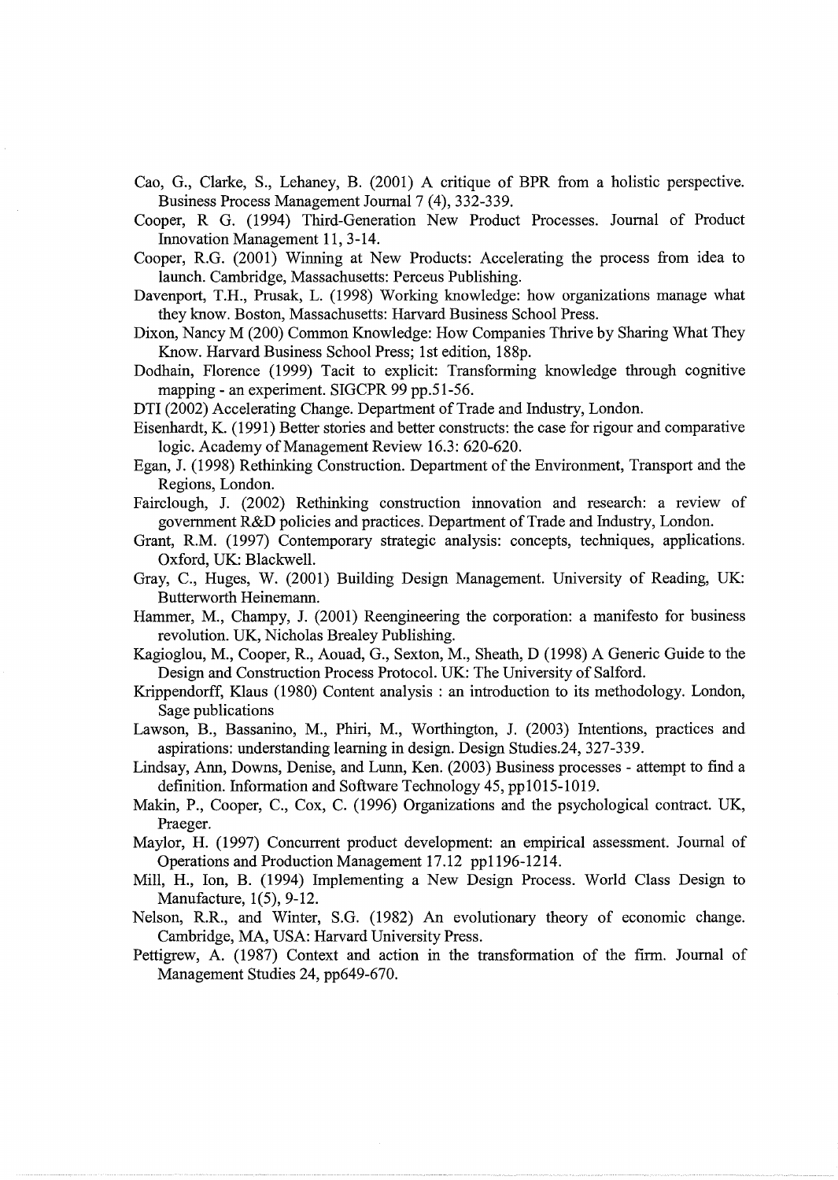Cao, G., Clarke, S., Lehaney, B. (2001) A critique of BPR from a holistic perspective. Business Process Management Journal 7 (4), 332-339.

Cooper, R G. (1994) Third-Generation New Product Processes. Journal of Product Innovation Management 11, 3-14.

Cooper, R.G. (2001) Winning at New Products: Accelerating the process from idea to launch. Cambridge, Massachusetts: Perceus Publishing.

Davenport, T.H., Prusak, L. (1998) Working knowledge: how organizations manage what they know. Boston, Massachusetts: Harvard Business School Press.

Dixon, Nancy M (200) Common Knowledge: How Companies Thrive by Sharing What They Know. Harvard Business School Press; 1st edition, 188p.

Dodhain, Florence (1999) Tacit to explicit: Transforming knowledge through cognitive mapping - an experiment. SIGCPR 99 pp.51-56.

DTI (2002) Accelerating Change. Department of Trade and Industry, London.

Eisenhardt, K. (1991) Better stories and better constructs: the case for rigour and comparative logic. Academy of Management Review 16.3: 620-620.

Egan, J. (1998) Rethinking Construction. Department of the Environment, Transport and the Regions, London.

Fairclough, J. (2002) Rethinking construction innovation and research: a review of government R&D policies and practices. Department of Trade and Industry, London.

Grant, R.M. (1997) Contemporary strategic analysis: concepts, techniques, applications. Oxford, UK: Blackwell.

Gray, C., Huges, W. (2001) Building Design Management. University of Reading, UK: Butterworth Heinemann.

Hammer, M., Champy, J. (2001) Reengineering the corporation: a manifesto for business revolution. UK, Nicholas Brealey Publishing.

Kagioglou, M., Cooper, R., Aouad, G., Sexton, M., Sheath, D (1998) A Generic Guide to the Design and Construction Process Protocol. UK: The University of Salford.

Krippendorff, Klaus (1980) Content analysis : an introduction to its methodology. London, Sage publications

Lawson, B., Bassanino, M., Phiri, M., Worthington, J. (2003) Intentions, practices and aspirations: understanding learning in design. Design Studies.24, 327-339.

Lindsay, Ann, Downs, Denise, and Lunn, Ken. (2003) Business processes - attempt to find a definition. Information and Software Technology 45, pp1015-1019.

Makin, P., Cooper, C., Cox, C. (1996) Organizations and the psychological contract. UK, Praeger.

Maylor, H. (1997) Concurrent product development: an empirical assessment. Journal of Operations and Production Management 17.12 pp1196-1214.

Mill, H., Ion, B. (1994) Implementing a New Design Process. World Class Design to Manufacture, 1(5), 9-12.

Nelson, R.R., and Winter, S.G. (1982) An evolutionary theory of economic change. Cambridge, MA, USA: Harvard University Press.

Pettigrew, A. (1987) Context and action in the transformation of the firm. Journal of Management Studies 24, pp649-670.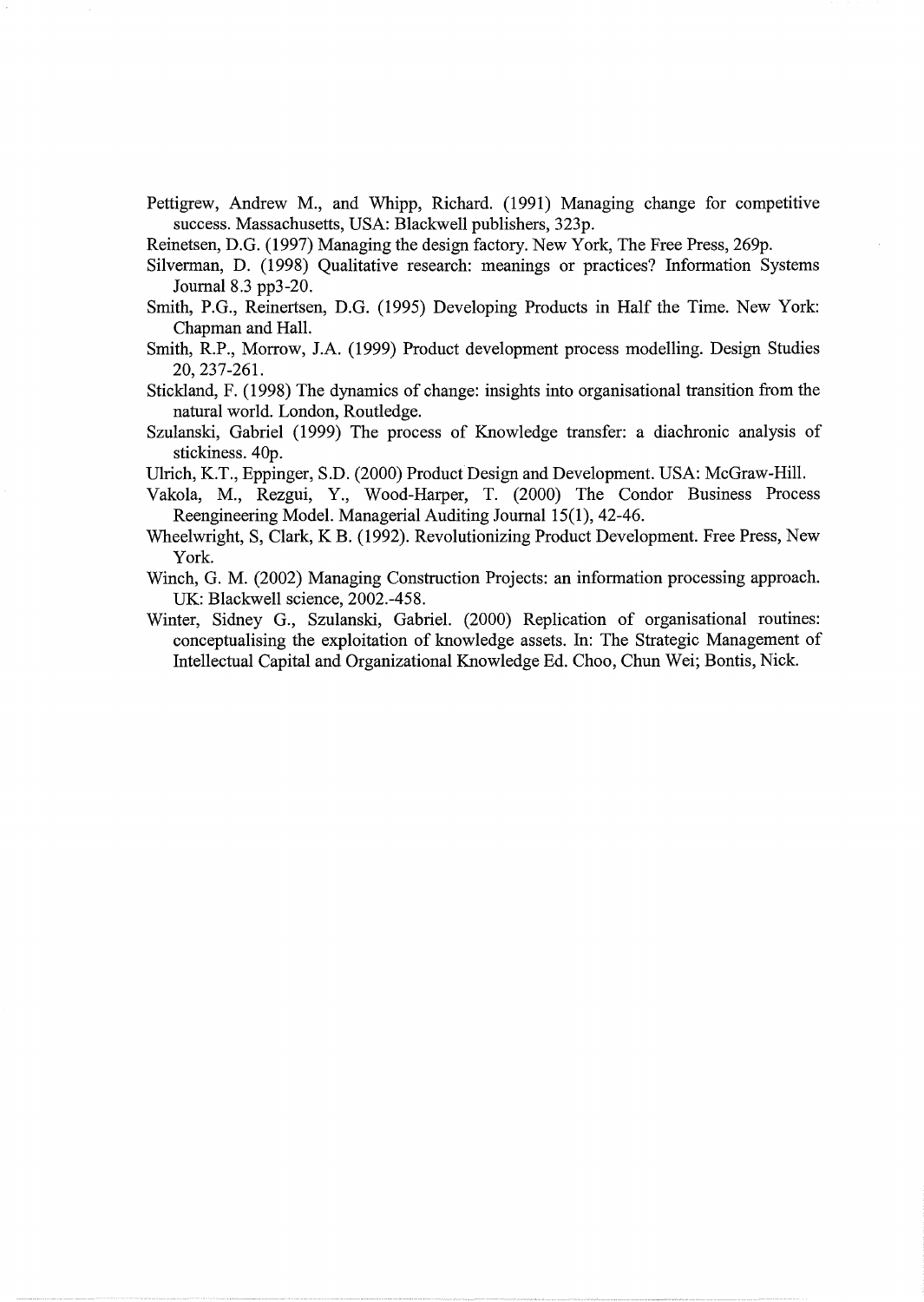Pettigrew, Andrew M., and Whipp, Richard. (1991) Managing change for competitive success. Massachusetts, USA: Blackwell publishers, 323p.

Reinetsen, D.G. (1997) Managing the design factory. New York, The Free Press, 269p.

Silverman, D. (1998) Qualitative research: meanings or practices? Information Systems Journal 8.3 pp3-20.

Smith, P.G., Reinertsen, D.G. (1995) Developing Products in Half the Time. New York: Chapman and Hall.

Smith, R.P., Morrow, J.A. (1999) Product development process modelling. Design Studies 20, 237-261.

Stickland, F. (1998) The dynamics of change: insights into organisational transition from the natural world. London, Routledge.

Szulanski, Gabriel (1999) The process of Knowledge transfer: a diachronic analysis of stickiness. 40p.

Ulrich, K.T., Eppinger, S.D. (2000) Product Design and Development. USA: McGraw-Hill.

Vakola, M., Rezgui, Y., Wood-Harper, T. (2000) The Condor Business Process Reengineering Model. Managerial Auditing Journal 15(1), 42-46.

Wheelwright, S, Clark, K B. (1992). Revolutionizing Product Development. Free Press, New York.

Winch, G. M. (2002) Managing Construction Projects: an information processing approach. UK: Blackwell science, 2002.-458.

Winter, Sidney G., Szulanski, Gabriel. (2000) Replication of organisational routines: conceptualising the exploitation of knowledge assets. In: The Strategic Management of Intellectual Capital and Organizational Knowledge Ed. Choo, Chun Wei; Bontis, Nick.